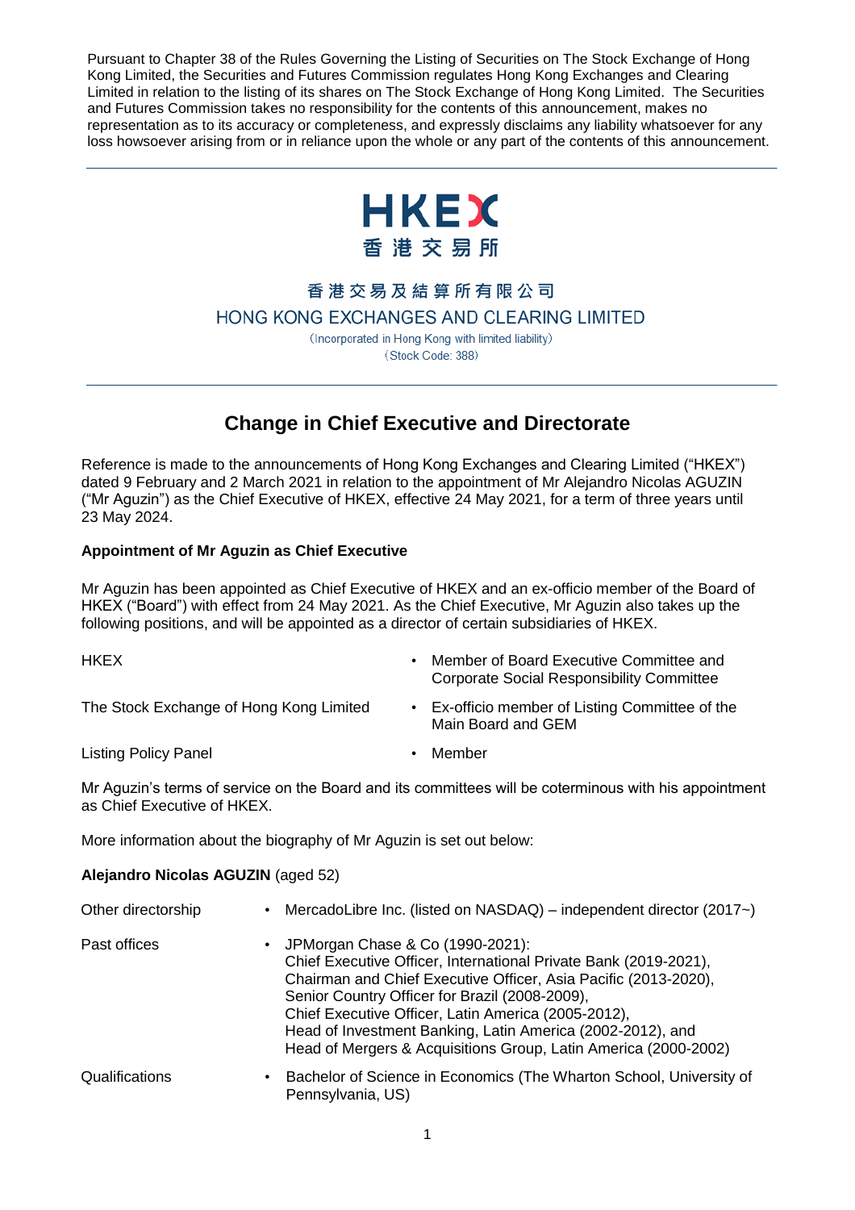Pursuant to Chapter 38 of the Rules Governing the Listing of Securities on The Stock Exchange of Hong Kong Limited, the Securities and Futures Commission regulates Hong Kong Exchanges and Clearing Limited in relation to the listing of its shares on The Stock Exchange of Hong Kong Limited. The Securities and Futures Commission takes no responsibility for the contents of this announcement, makes no representation as to its accuracy or completeness, and expressly disclaims any liability whatsoever for any loss howsoever arising from or in reliance upon the whole or any part of the contents of this announcement.

HKEX
香港交易所

香港交易及結算所有限公司
HONG KONG EXCHANGES AND CLEARING LIMITED
(Incorporated in Hong Kong with limited liability)
(Stock Code: 388)

# Change in Chief Executive and Directorate

Reference is made to the announcements of Hong Kong Exchanges and Clearing Limited ("HKEX") dated 9 February and 2 March 2021 in relation to the appointment of Mr Alejandro Nicolas AGUZIN ("Mr Aguzin") as the Chief Executive of HKEX, effective 24 May 2021, for a term of three years until 23 May 2024.

**Appointment of Mr Aguzin as Chief Executive**

Mr Aguzin has been appointed as Chief Executive of HKEX and an ex-officio member of the Board of HKEX ("Board") with effect from 24 May 2021. As the Chief Executive, Mr Aguzin also takes up the following positions, and will be appointed as a director of certain subsidiaries of HKEX.

| | |
|---|---|
| HKEX | • Member of Board Executive Committee and Corporate Social Responsibility Committee |
| The Stock Exchange of Hong Kong Limited | • Ex-officio member of Listing Committee of the Main Board and GEM |
| Listing Policy Panel | • Member |

Mr Aguzin's terms of service on the Board and its committees will be coterminous with his appointment as Chief Executive of HKEX.

More information about the biography of Mr Aguzin is set out below:

**Alejandro Nicolas AGUZIN** (aged 52)

| | |
|---|---|
| Other directorship | • MercadoLibre Inc. (listed on NASDAQ) – independent director (2017~) |
| Past offices | • JPMorgan Chase & Co (1990-2021):<br>Chief Executive Officer, International Private Bank (2019-2021),<br>Chairman and Chief Executive Officer, Asia Pacific (2013-2020),<br>Senior Country Officer for Brazil (2008-2009),<br>Chief Executive Officer, Latin America (2005-2012),<br>Head of Investment Banking, Latin America (2002-2012), and<br>Head of Mergers & Acquisitions Group, Latin America (2000-2002) |
| Qualifications | • Bachelor of Science in Economics (The Wharton School, University of Pennsylvania, US) |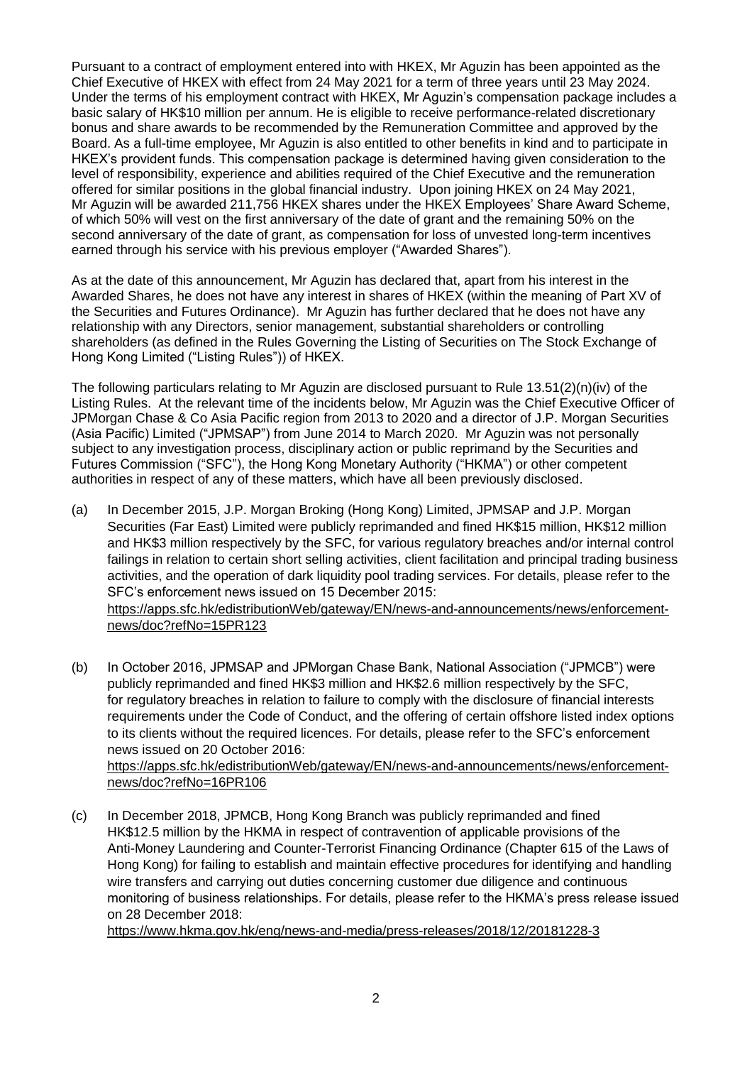Pursuant to a contract of employment entered into with HKEX, Mr Aguzin has been appointed as the Chief Executive of HKEX with effect from 24 May 2021 for a term of three years until 23 May 2024. Under the terms of his employment contract with HKEX, Mr Aguzin's compensation package includes a basic salary of HK$10 million per annum. He is eligible to receive performance-related discretionary bonus and share awards to be recommended by the Remuneration Committee and approved by the Board. As a full-time employee, Mr Aguzin is also entitled to other benefits in kind and to participate in HKEX's provident funds. This compensation package is determined having given consideration to the level of responsibility, experience and abilities required of the Chief Executive and the remuneration offered for similar positions in the global financial industry. Upon joining HKEX on 24 May 2021, Mr Aguzin will be awarded 211,756 HKEX shares under the HKEX Employees' Share Award Scheme, of which 50% will vest on the first anniversary of the date of grant and the remaining 50% on the second anniversary of the date of grant, as compensation for loss of unvested long-term incentives earned through his service with his previous employer ("Awarded Shares").

As at the date of this announcement, Mr Aguzin has declared that, apart from his interest in the Awarded Shares, he does not have any interest in shares of HKEX (within the meaning of Part XV of the Securities and Futures Ordinance). Mr Aguzin has further declared that he does not have any relationship with any Directors, senior management, substantial shareholders or controlling shareholders (as defined in the Rules Governing the Listing of Securities on The Stock Exchange of Hong Kong Limited ("Listing Rules")) of HKEX.

The following particulars relating to Mr Aguzin are disclosed pursuant to Rule 13.51(2)(n)(iv) of the Listing Rules. At the relevant time of the incidents below, Mr Aguzin was the Chief Executive Officer of JPMorgan Chase & Co Asia Pacific region from 2013 to 2020 and a director of J.P. Morgan Securities (Asia Pacific) Limited ("JPMSAP") from June 2014 to March 2020. Mr Aguzin was not personally subject to any investigation process, disciplinary action or public reprimand by the Securities and Futures Commission ("SFC"), the Hong Kong Monetary Authority ("HKMA") or other competent authorities in respect of any of these matters, which have all been previously disclosed.

(a) In December 2015, J.P. Morgan Broking (Hong Kong) Limited, JPMSAP and J.P. Morgan Securities (Far East) Limited were publicly reprimanded and fined HK$15 million, HK$12 million and HK$3 million respectively by the SFC, for various regulatory breaches and/or internal control failings in relation to certain short selling activities, client facilitation and principal trading business activities, and the operation of dark liquidity pool trading services. For details, please refer to the SFC's enforcement news issued on 15 December 2015: https://apps.sfc.hk/edistributionWeb/gateway/EN/news-and-announcements/news/enforcement-news/doc?refNo=15PR123

(b) In October 2016, JPMSAP and JPMorgan Chase Bank, National Association ("JPMCB") were publicly reprimanded and fined HK$3 million and HK$2.6 million respectively by the SFC, for regulatory breaches in relation to failure to comply with the disclosure of financial interests requirements under the Code of Conduct, and the offering of certain offshore listed index options to its clients without the required licences. For details, please refer to the SFC's enforcement news issued on 20 October 2016: https://apps.sfc.hk/edistributionWeb/gateway/EN/news-and-announcements/news/enforcement-news/doc?refNo=16PR106

(c) In December 2018, JPMCB, Hong Kong Branch was publicly reprimanded and fined HK$12.5 million by the HKMA in respect of contravention of applicable provisions of the Anti-Money Laundering and Counter-Terrorist Financing Ordinance (Chapter 615 of the Laws of Hong Kong) for failing to establish and maintain effective procedures for identifying and handling wire transfers and carrying out duties concerning customer due diligence and continuous monitoring of business relationships. For details, please refer to the HKMA's press release issued on 28 December 2018: https://www.hkma.gov.hk/eng/news-and-media/press-releases/2018/12/20181228-3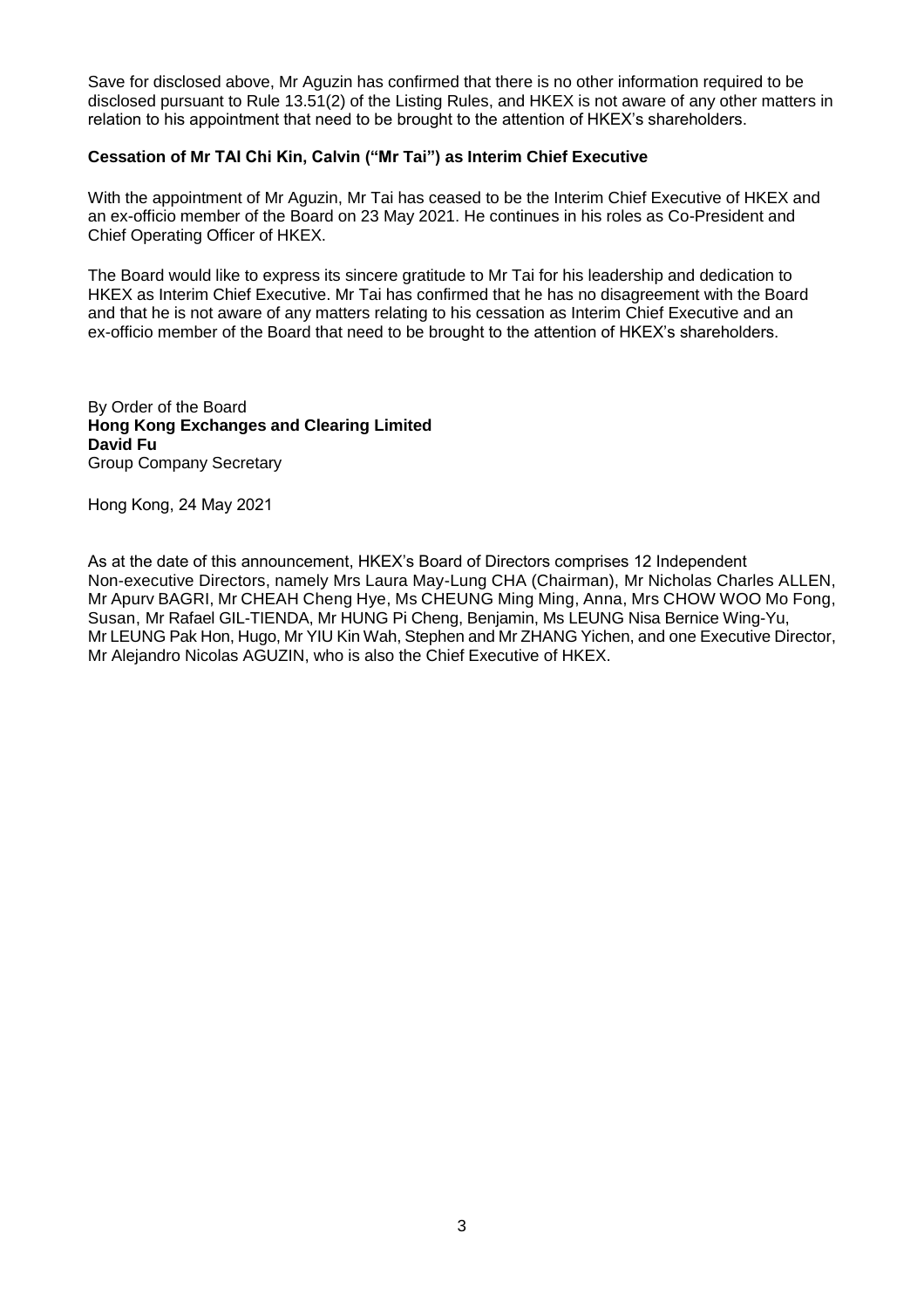Save for disclosed above, Mr Aguzin has confirmed that there is no other information required to be disclosed pursuant to Rule 13.51(2) of the Listing Rules, and HKEX is not aware of any other matters in relation to his appointment that need to be brought to the attention of HKEX's shareholders.

**Cessation of Mr TAI Chi Kin, Calvin ("Mr Tai") as Interim Chief Executive**

With the appointment of Mr Aguzin, Mr Tai has ceased to be the Interim Chief Executive of HKEX and an ex-officio member of the Board on 23 May 2021. He continues in his roles as Co-President and Chief Operating Officer of HKEX.

The Board would like to express its sincere gratitude to Mr Tai for his leadership and dedication to HKEX as Interim Chief Executive. Mr Tai has confirmed that he has no disagreement with the Board and that he is not aware of any matters relating to his cessation as Interim Chief Executive and an ex-officio member of the Board that need to be brought to the attention of HKEX's shareholders.

By Order of the Board
**Hong Kong Exchanges and Clearing Limited**
**David Fu**
Group Company Secretary

Hong Kong, 24 May 2021

As at the date of this announcement, HKEX's Board of Directors comprises 12 Independent Non-executive Directors, namely Mrs Laura May-Lung CHA (Chairman), Mr Nicholas Charles ALLEN, Mr Apurv BAGRI, Mr CHEAH Cheng Hye, Ms CHEUNG Ming Ming, Anna, Mrs CHOW WOO Mo Fong, Susan, Mr Rafael GIL-TIENDA, Mr HUNG Pi Cheng, Benjamin, Ms LEUNG Nisa Bernice Wing-Yu, Mr LEUNG Pak Hon, Hugo, Mr YIU Kin Wah, Stephen and Mr ZHANG Yichen, and one Executive Director, Mr Alejandro Nicolas AGUZIN, who is also the Chief Executive of HKEX.